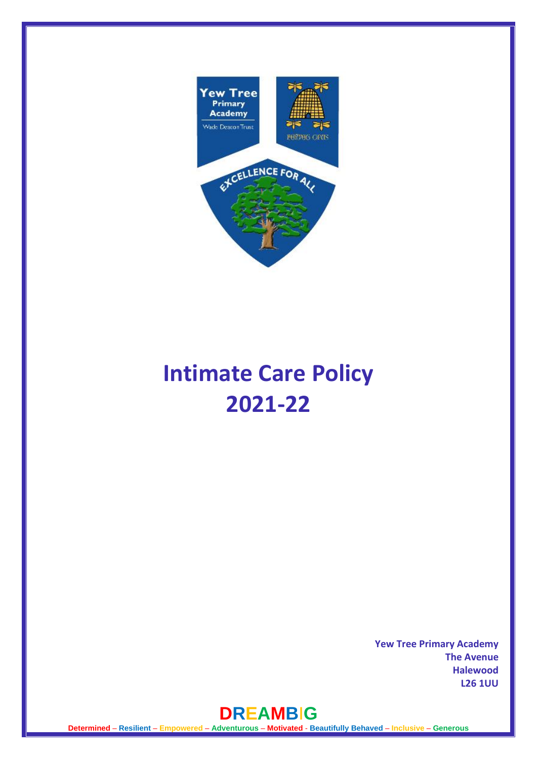# Intimate Care Policy 2021-22

**Yew Tree Primary Academy**
**The Avenue**
**Halewood**
**L26 1UU**

**DREAMBIG**

**Determined – Resilient – Empowered – Adventurous – Motivated - Beautifully Behaved – Inclusive – Generous**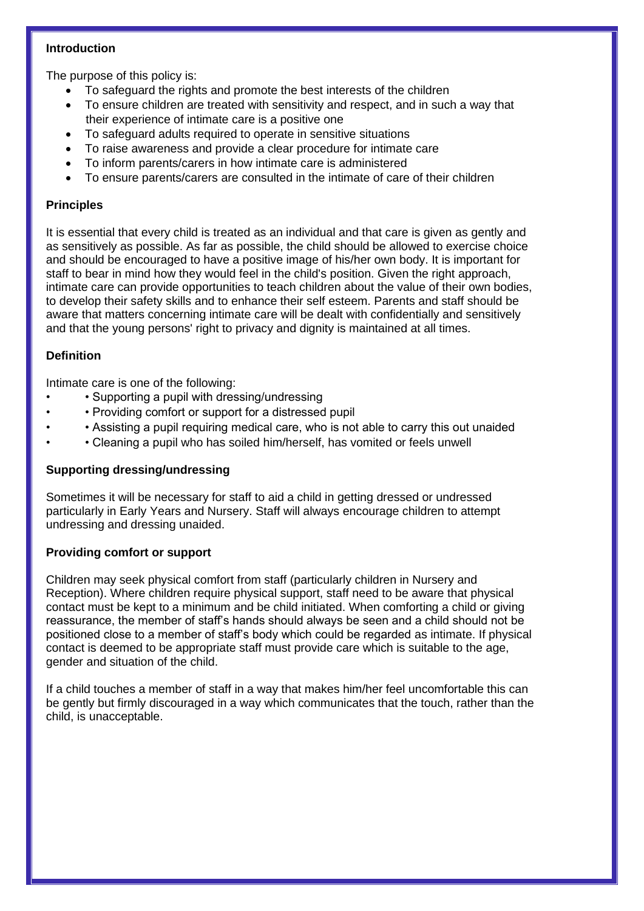**Introduction**

The purpose of this policy is:

- To safeguard the rights and promote the best interests of the children
- To ensure children are treated with sensitivity and respect, and in such a way that their experience of intimate care is a positive one
- To safeguard adults required to operate in sensitive situations
- To raise awareness and provide a clear procedure for intimate care
- To inform parents/carers in how intimate care is administered
- To ensure parents/carers are consulted in the intimate of care of their children

**Principles**

It is essential that every child is treated as an individual and that care is given as gently and as sensitively as possible. As far as possible, the child should be allowed to exercise choice and should be encouraged to have a positive image of his/her own body. It is important for staff to bear in mind how they would feel in the child's position. Given the right approach, intimate care can provide opportunities to teach children about the value of their own bodies, to develop their safety skills and to enhance their self esteem. Parents and staff should be aware that matters concerning intimate care will be dealt with confidentially and sensitively and that the young persons' right to privacy and dignity is maintained at all times.

**Definition**

Intimate care is one of the following:

- • Supporting a pupil with dressing/undressing
- • Providing comfort or support for a distressed pupil
- • Assisting a pupil requiring medical care, who is not able to carry this out unaided
- • Cleaning a pupil who has soiled him/herself, has vomited or feels unwell

**Supporting dressing/undressing**

Sometimes it will be necessary for staff to aid a child in getting dressed or undressed particularly in Early Years and Nursery. Staff will always encourage children to attempt undressing and dressing unaided.

**Providing comfort or support**

Children may seek physical comfort from staff (particularly children in Nursery and Reception). Where children require physical support, staff need to be aware that physical contact must be kept to a minimum and be child initiated. When comforting a child or giving reassurance, the member of staff's hands should always be seen and a child should not be positioned close to a member of staff's body which could be regarded as intimate. If physical contact is deemed to be appropriate staff must provide care which is suitable to the age, gender and situation of the child.

If a child touches a member of staff in a way that makes him/her feel uncomfortable this can be gently but firmly discouraged in a way which communicates that the touch, rather than the child, is unacceptable.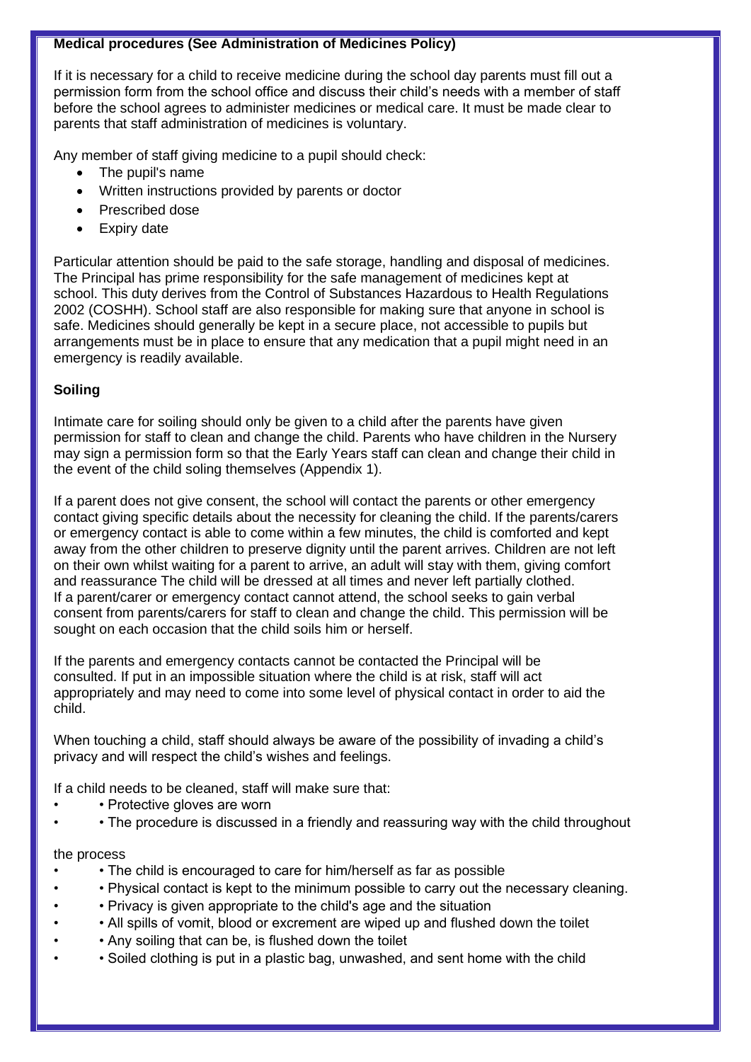**Medical procedures (See Administration of Medicines Policy)**

If it is necessary for a child to receive medicine during the school day parents must fill out a permission form from the school office and discuss their child's needs with a member of staff before the school agrees to administer medicines or medical care. It must be made clear to parents that staff administration of medicines is voluntary.

Any member of staff giving medicine to a pupil should check:

- The pupil's name
- Written instructions provided by parents or doctor
- Prescribed dose
- Expiry date

Particular attention should be paid to the safe storage, handling and disposal of medicines. The Principal has prime responsibility for the safe management of medicines kept at school. This duty derives from the Control of Substances Hazardous to Health Regulations 2002 (COSHH). School staff are also responsible for making sure that anyone in school is safe. Medicines should generally be kept in a secure place, not accessible to pupils but arrangements must be in place to ensure that any medication that a pupil might need in an emergency is readily available.

**Soiling**

Intimate care for soiling should only be given to a child after the parents have given permission for staff to clean and change the child. Parents who have children in the Nursery may sign a permission form so that the Early Years staff can clean and change their child in the event of the child soling themselves (Appendix 1).

If a parent does not give consent, the school will contact the parents or other emergency contact giving specific details about the necessity for cleaning the child. If the parents/carers or emergency contact is able to come within a few minutes, the child is comforted and kept away from the other children to preserve dignity until the parent arrives. Children are not left on their own whilst waiting for a parent to arrive, an adult will stay with them, giving comfort and reassurance The child will be dressed at all times and never left partially clothed. If a parent/carer or emergency contact cannot attend, the school seeks to gain verbal consent from parents/carers for staff to clean and change the child. This permission will be sought on each occasion that the child soils him or herself.

If the parents and emergency contacts cannot be contacted the Principal will be consulted. If put in an impossible situation where the child is at risk, staff will act appropriately and may need to come into some level of physical contact in order to aid the child.

When touching a child, staff should always be aware of the possibility of invading a child's privacy and will respect the child's wishes and feelings.

If a child needs to be cleaned, staff will make sure that:

- • Protective gloves are worn
- • The procedure is discussed in a friendly and reassuring way with the child throughout

the process

- • The child is encouraged to care for him/herself as far as possible
- • Physical contact is kept to the minimum possible to carry out the necessary cleaning.
- • Privacy is given appropriate to the child's age and the situation
- • All spills of vomit, blood or excrement are wiped up and flushed down the toilet
- • Any soiling that can be, is flushed down the toilet
- • Soiled clothing is put in a plastic bag, unwashed, and sent home with the child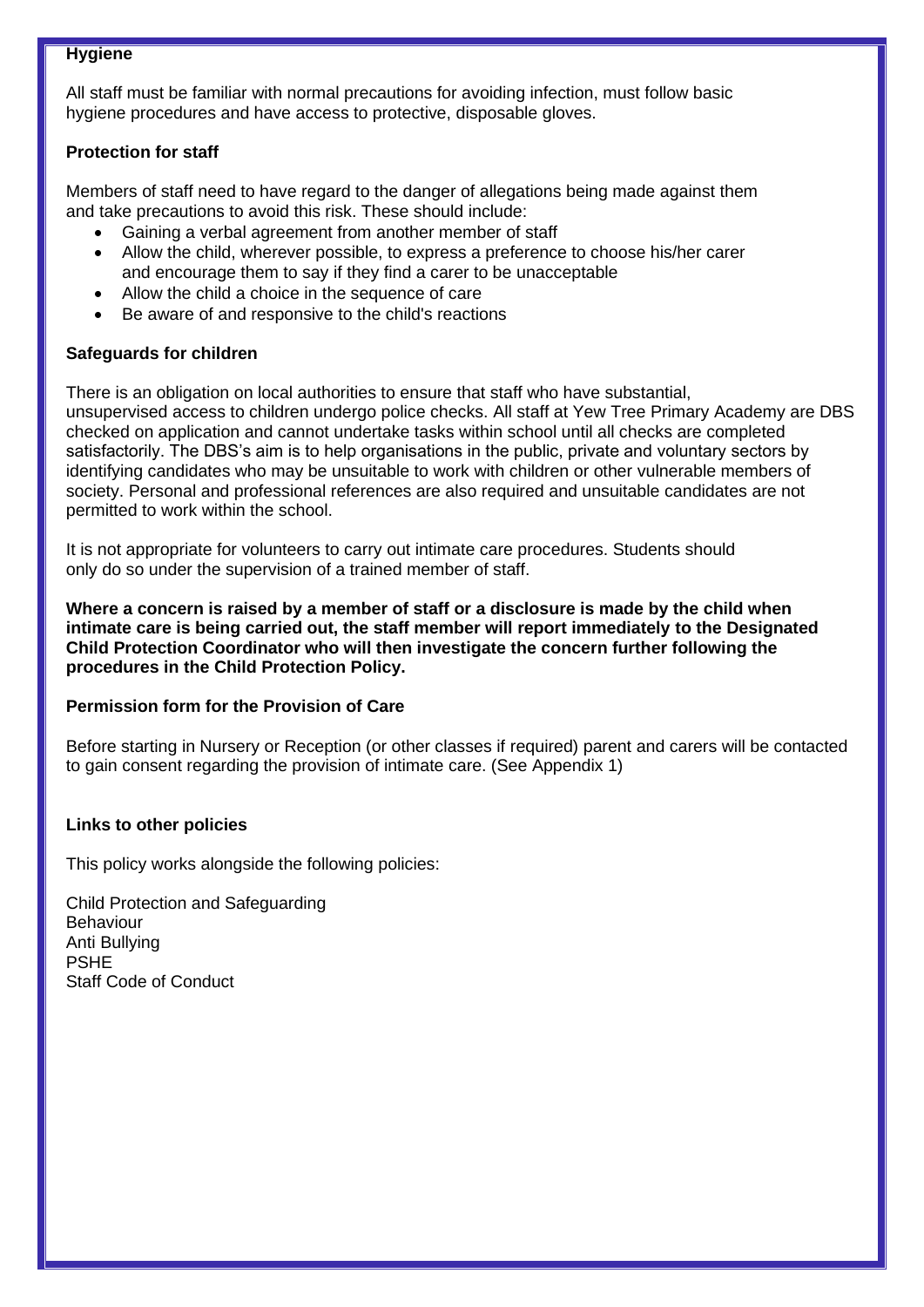**Hygiene**

All staff must be familiar with normal precautions for avoiding infection, must follow basic hygiene procedures and have access to protective, disposable gloves.

**Protection for staff**

Members of staff need to have regard to the danger of allegations being made against them and take precautions to avoid this risk. These should include:

- Gaining a verbal agreement from another member of staff
- Allow the child, wherever possible, to express a preference to choose his/her carer and encourage them to say if they find a carer to be unacceptable
- Allow the child a choice in the sequence of care
- Be aware of and responsive to the child's reactions

**Safeguards for children**

There is an obligation on local authorities to ensure that staff who have substantial, unsupervised access to children undergo police checks. All staff at Yew Tree Primary Academy are DBS checked on application and cannot undertake tasks within school until all checks are completed satisfactorily. The DBS's aim is to help organisations in the public, private and voluntary sectors by identifying candidates who may be unsuitable to work with children or other vulnerable members of society. Personal and professional references are also required and unsuitable candidates are not permitted to work within the school.

It is not appropriate for volunteers to carry out intimate care procedures. Students should only do so under the supervision of a trained member of staff.

**Where a concern is raised by a member of staff or a disclosure is made by the child when intimate care is being carried out, the staff member will report immediately to the Designated Child Protection Coordinator who will then investigate the concern further following the procedures in the Child Protection Policy.**

**Permission form for the Provision of Care**

Before starting in Nursery or Reception (or other classes if required) parent and carers will be contacted to gain consent regarding the provision of intimate care. (See Appendix 1)

**Links to other policies**

This policy works alongside the following policies:

Child Protection and Safeguarding
Behaviour
Anti Bullying
PSHE
Staff Code of Conduct